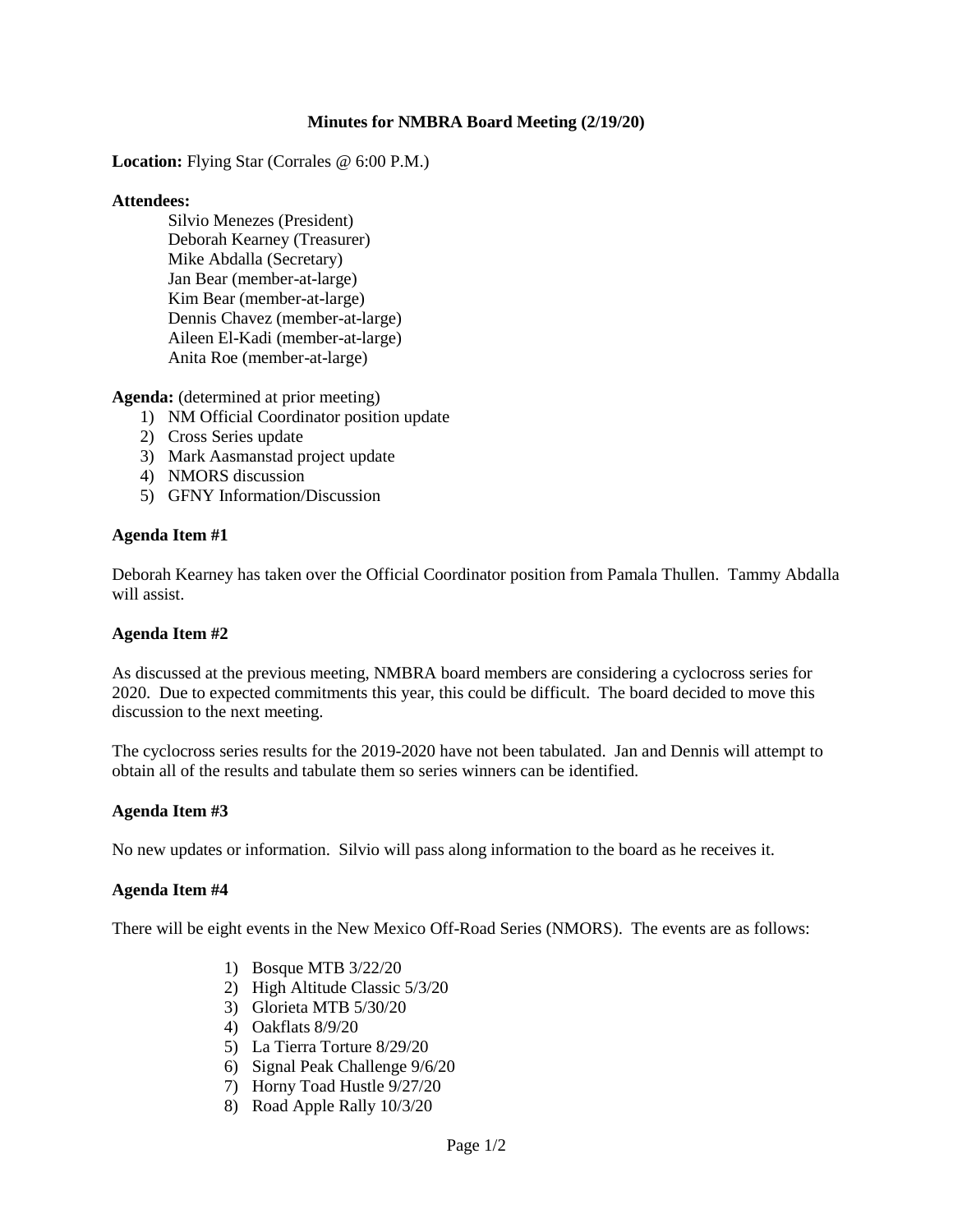**Minutes for NMBRA Board Meeting (2/19/20)**

**Location:** Flying Star (Corrales @ 6:00 P.M.)

**Attendees:**

Silvio Menezes (President)
Deborah Kearney (Treasurer)
Mike Abdalla (Secretary)
Jan Bear (member-at-large)
Kim Bear (member-at-large)
Dennis Chavez (member-at-large)
Aileen El-Kadi (member-at-large)
Anita Roe (member-at-large)

**Agenda:** (determined at prior meeting)

1) NM Official Coordinator position update
2) Cross Series update
3) Mark Aasmanstad project update
4) NMORS discussion
5) GFNY Information/Discussion

**Agenda Item #1**

Deborah Kearney has taken over the Official Coordinator position from Pamala Thullen. Tammy Abdalla will assist.

**Agenda Item #2**

As discussed at the previous meeting, NMBRA board members are considering a cyclocross series for 2020. Due to expected commitments this year, this could be difficult. The board decided to move this discussion to the next meeting.

The cyclocross series results for the 2019-2020 have not been tabulated. Jan and Dennis will attempt to obtain all of the results and tabulate them so series winners can be identified.

**Agenda Item #3**

No new updates or information. Silvio will pass along information to the board as he receives it.

**Agenda Item #4**

There will be eight events in the New Mexico Off-Road Series (NMORS). The events are as follows:

1) Bosque MTB 3/22/20
2) High Altitude Classic 5/3/20
3) Glorieta MTB 5/30/20
4) Oakflats 8/9/20
5) La Tierra Torture 8/29/20
6) Signal Peak Challenge 9/6/20
7) Horny Toad Hustle 9/27/20
8) Road Apple Rally 10/3/20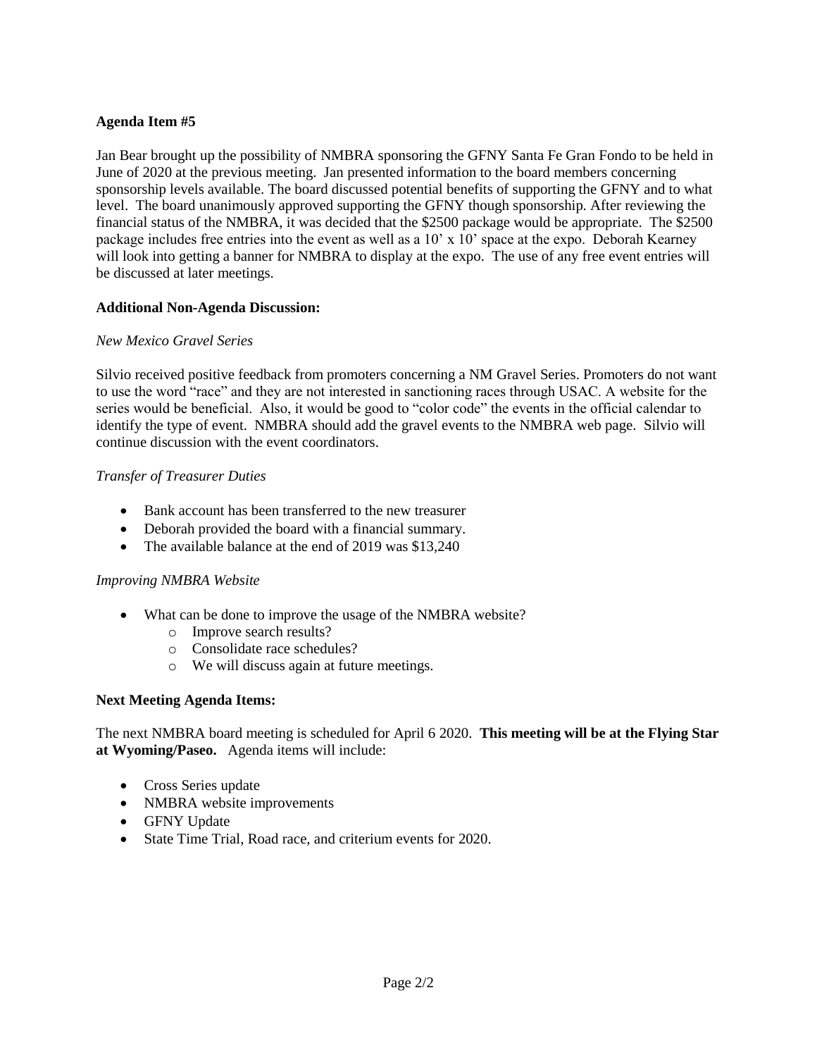**Agenda Item #5**

Jan Bear brought up the possibility of NMBRA sponsoring the GFNY Santa Fe Gran Fondo to be held in June of 2020 at the previous meeting. Jan presented information to the board members concerning sponsorship levels available. The board discussed potential benefits of supporting the GFNY and to what level. The board unanimously approved supporting the GFNY though sponsorship. After reviewing the financial status of the NMBRA, it was decided that the $2500 package would be appropriate. The $2500 package includes free entries into the event as well as a 10' x 10' space at the expo. Deborah Kearney will look into getting a banner for NMBRA to display at the expo. The use of any free event entries will be discussed at later meetings.

**Additional Non-Agenda Discussion:**

*New Mexico Gravel Series*

Silvio received positive feedback from promoters concerning a NM Gravel Series. Promoters do not want to use the word "race" and they are not interested in sanctioning races through USAC. A website for the series would be beneficial. Also, it would be good to "color code" the events in the official calendar to identify the type of event. NMBRA should add the gravel events to the NMBRA web page. Silvio will continue discussion with the event coordinators.

*Transfer of Treasurer Duties*

- Bank account has been transferred to the new treasurer
- Deborah provided the board with a financial summary.
- The available balance at the end of 2019 was $13,240

*Improving NMBRA Website*

- What can be done to improve the usage of the NMBRA website?
  - Improve search results?
  - Consolidate race schedules?
  - We will discuss again at future meetings.

**Next Meeting Agenda Items:**

The next NMBRA board meeting is scheduled for April 6 2020. **This meeting will be at the Flying Star at Wyoming/Paseo.** Agenda items will include:

- Cross Series update
- NMBRA website improvements
- GFNY Update
- State Time Trial, Road race, and criterium events for 2020.